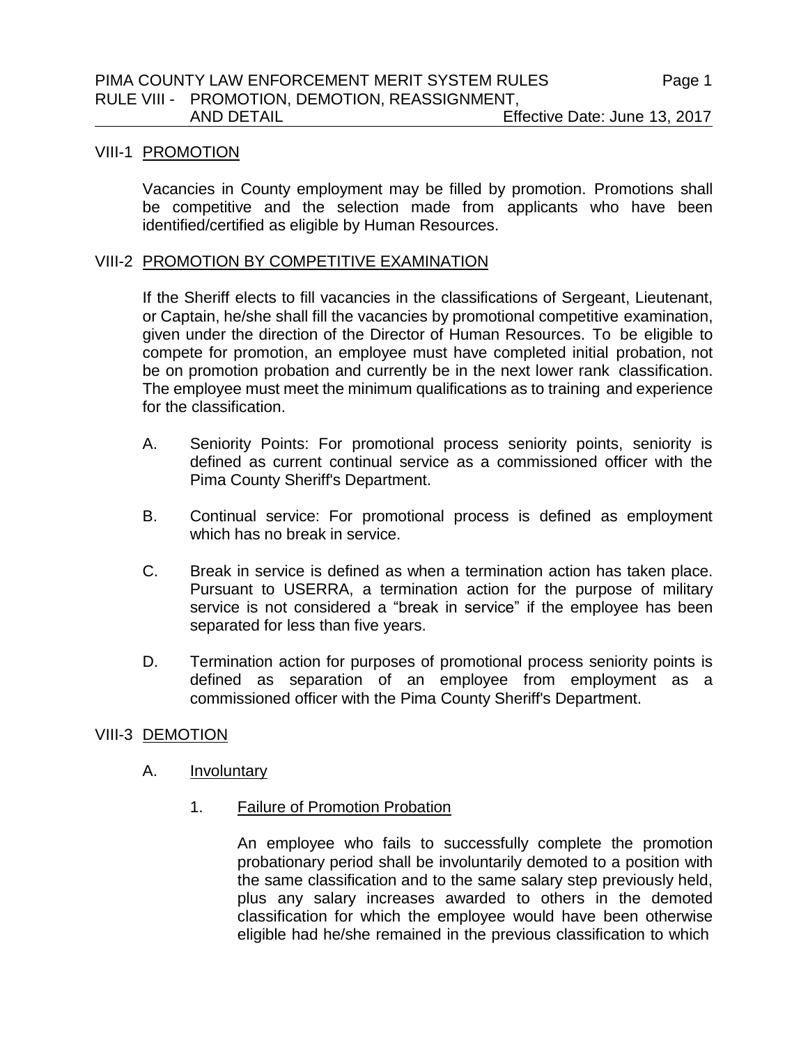## VIII-1 PROMOTION

Vacancies in County employment may be filled by promotion. Promotions shall be competitive and the selection made from applicants who have been identified/certified as eligible by Human Resources.

## VIII-2 PROMOTION BY COMPETITIVE EXAMINATION

If the Sheriff elects to fill vacancies in the classifications of Sergeant, Lieutenant, or Captain, he/she shall fill the vacancies by promotional competitive examination, given under the direction of the Director of Human Resources. To be eligible to compete for promotion, an employee must have completed initial probation, not be on promotion probation and currently be in the next lower rank classification. The employee must meet the minimum qualifications as to training and experience for the classification.

A. Seniority Points: For promotional process seniority points, seniority is defined as current continual service as a commissioned officer with the Pima County Sheriff's Department.

B. Continual service: For promotional process is defined as employment which has no break in service.

C. Break in service is defined as when a termination action has taken place. Pursuant to USERRA, a termination action for the purpose of military service is not considered a "break in service" if the employee has been separated for less than five years.

D. Termination action for purposes of promotional process seniority points is defined as separation of an employee from employment as a commissioned officer with the Pima County Sheriff's Department.

## VIII-3 DEMOTION

### A. Involuntary

#### 1. Failure of Promotion Probation

An employee who fails to successfully complete the promotion probationary period shall be involuntarily demoted to a position with the same classification and to the same salary step previously held, plus any salary increases awarded to others in the demoted classification for which the employee would have been otherwise eligible had he/she remained in the previous classification to which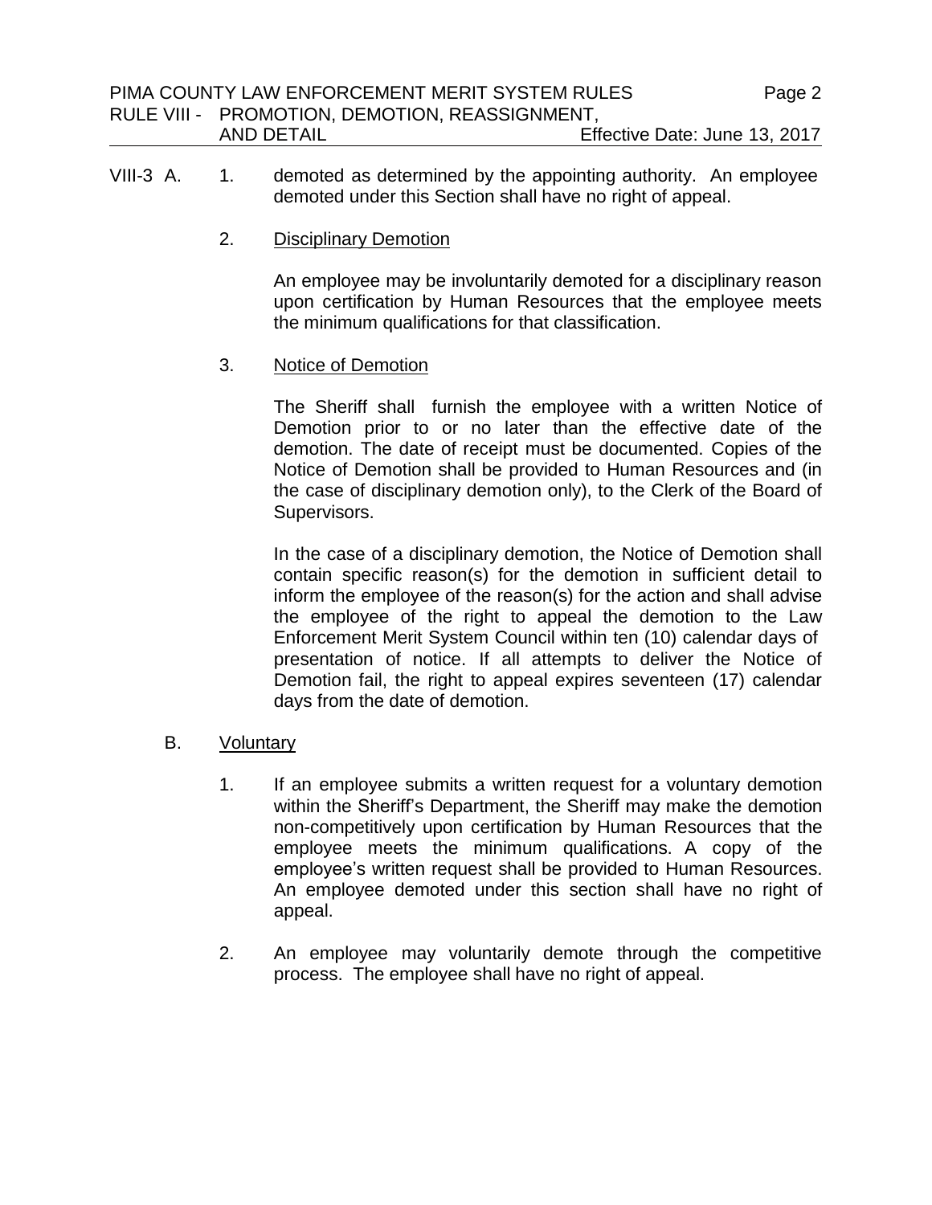VIII-3 A. 1. demoted as determined by the appointing authority. An employee demoted under this Section shall have no right of appeal.

2. Disciplinary Demotion

An employee may be involuntarily demoted for a disciplinary reason upon certification by Human Resources that the employee meets the minimum qualifications for that classification.

3. Notice of Demotion

The Sheriff shall furnish the employee with a written Notice of Demotion prior to or no later than the effective date of the demotion. The date of receipt must be documented. Copies of the Notice of Demotion shall be provided to Human Resources and (in the case of disciplinary demotion only), to the Clerk of the Board of Supervisors.

In the case of a disciplinary demotion, the Notice of Demotion shall contain specific reason(s) for the demotion in sufficient detail to inform the employee of the reason(s) for the action and shall advise the employee of the right to appeal the demotion to the Law Enforcement Merit System Council within ten (10) calendar days of presentation of notice. If all attempts to deliver the Notice of Demotion fail, the right to appeal expires seventeen (17) calendar days from the date of demotion.

B. Voluntary

1. If an employee submits a written request for a voluntary demotion within the Sheriff's Department, the Sheriff may make the demotion non-competitively upon certification by Human Resources that the employee meets the minimum qualifications. A copy of the employee's written request shall be provided to Human Resources. An employee demoted under this section shall have no right of appeal.

2. An employee may voluntarily demote through the competitive process. The employee shall have no right of appeal.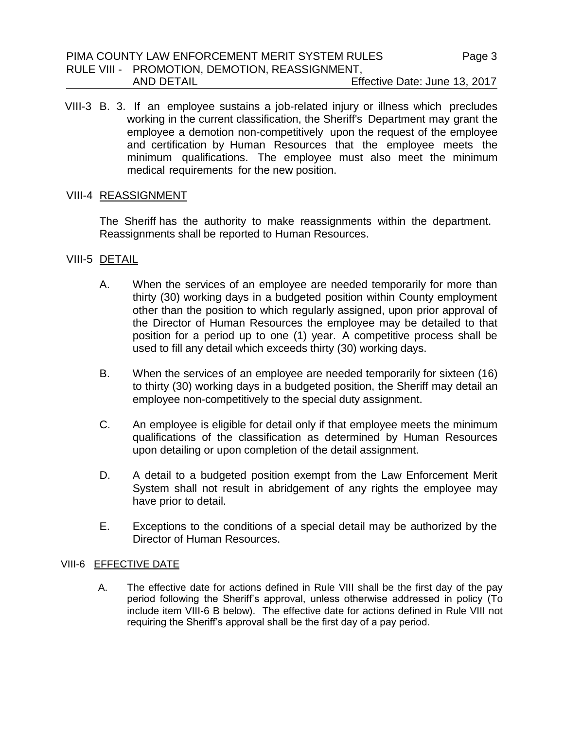VIII-3 B. 3. If an employee sustains a job-related injury or illness which precludes working in the current classification, the Sheriff's Department may grant the employee a demotion non-competitively upon the request of the employee and certification by Human Resources that the employee meets the minimum qualifications. The employee must also meet the minimum medical requirements for the new position.

## VIII-4 REASSIGNMENT

The Sheriff has the authority to make reassignments within the department. Reassignments shall be reported to Human Resources.

## VIII-5 DETAIL

A. When the services of an employee are needed temporarily for more than thirty (30) working days in a budgeted position within County employment other than the position to which regularly assigned, upon prior approval of the Director of Human Resources the employee may be detailed to that position for a period up to one (1) year. A competitive process shall be used to fill any detail which exceeds thirty (30) working days.

B. When the services of an employee are needed temporarily for sixteen (16) to thirty (30) working days in a budgeted position, the Sheriff may detail an employee non-competitively to the special duty assignment.

C. An employee is eligible for detail only if that employee meets the minimum qualifications of the classification as determined by Human Resources upon detailing or upon completion of the detail assignment.

D. A detail to a budgeted position exempt from the Law Enforcement Merit System shall not result in abridgement of any rights the employee may have prior to detail.

E. Exceptions to the conditions of a special detail may be authorized by the Director of Human Resources.

## VIII-6 EFFECTIVE DATE

A. The effective date for actions defined in Rule VIII shall be the first day of the pay period following the Sheriff's approval, unless otherwise addressed in policy (To include item VIII-6 B below). The effective date for actions defined in Rule VIII not requiring the Sheriff's approval shall be the first day of a pay period.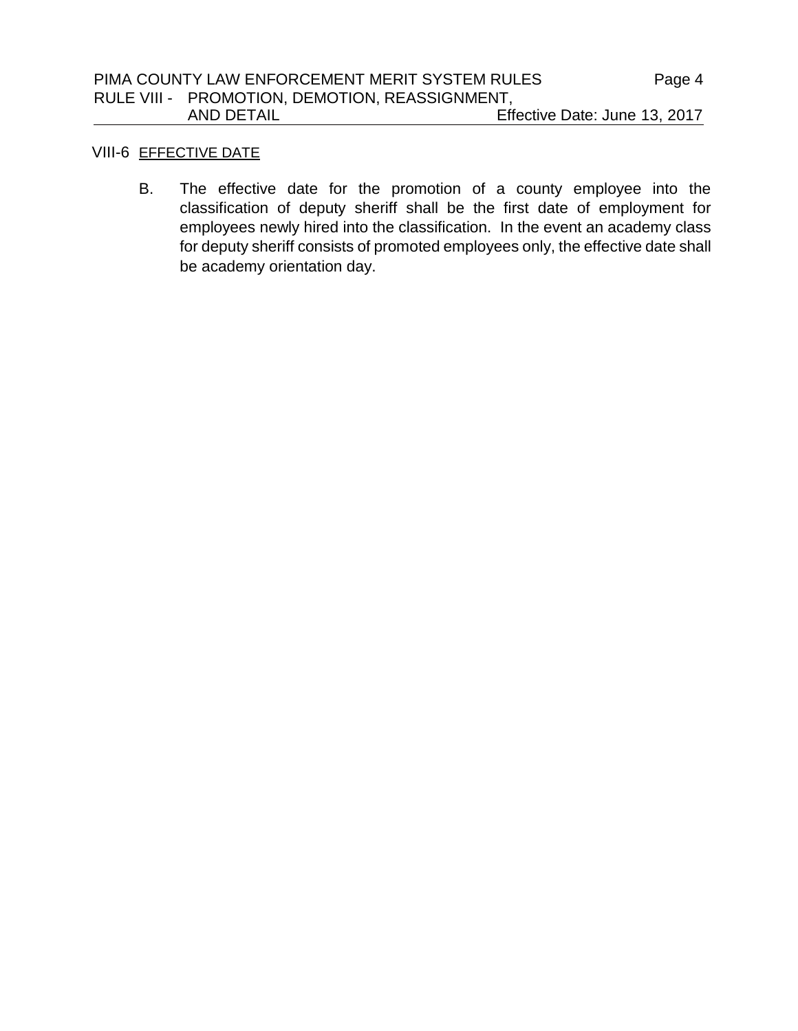VIII-6 EFFECTIVE DATE

B. The effective date for the promotion of a county employee into the classification of deputy sheriff shall be the first date of employment for employees newly hired into the classification. In the event an academy class for deputy sheriff consists of promoted employees only, the effective date shall be academy orientation day.